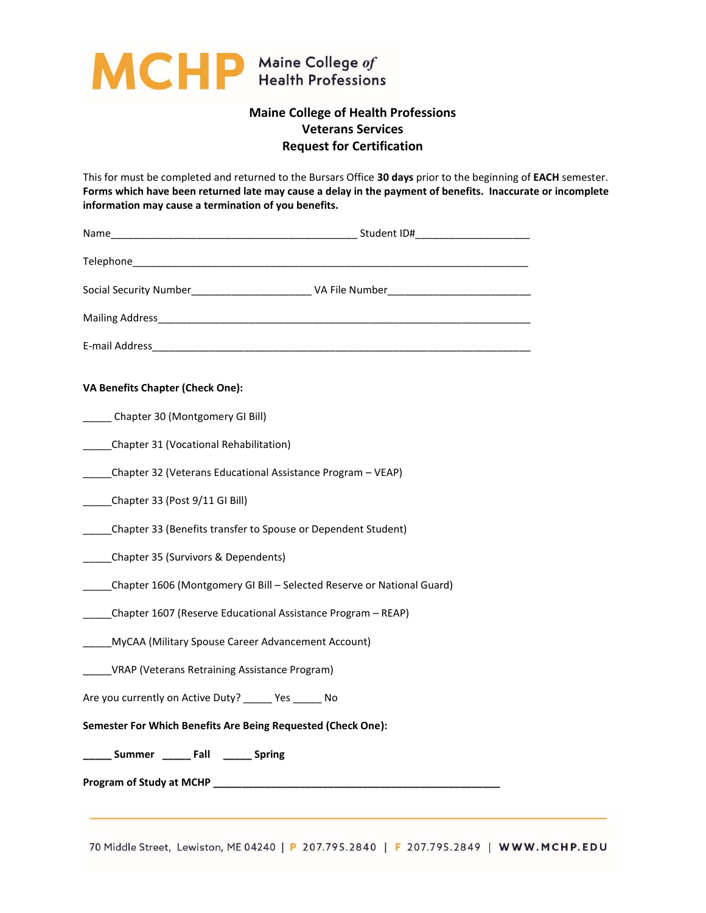**MCHP** Maine College *of* Health Professions

# Maine College of Health Professions
## Veterans Services
## Request for Certification

This for must be completed and returned to the Bursars Office **30 days** prior to the beginning of **EACH** semester. **Forms which have been returned late may cause a delay in the payment of benefits. Inaccurate or incomplete information may cause a termination of you benefits.**

Name___________________________________________ Student ID#____________________

Telephone___________________________________________________________________________

Social Security Number_____________________ VA File Number_________________________

Mailing Address______________________________________________________________________

E-mail Address_______________________________________________________________________

**VA Benefits Chapter (Check One):**

_____ Chapter 30 (Montgomery GI Bill)

_____Chapter 31 (Vocational Rehabilitation)

_____Chapter 32 (Veterans Educational Assistance Program – VEAP)

_____Chapter 33 (Post 9/11 GI Bill)

_____Chapter 33 (Benefits transfer to Spouse or Dependent Student)

_____Chapter 35 (Survivors & Dependents)

_____Chapter 1606 (Montgomery GI Bill – Selected Reserve or National Guard)

_____Chapter 1607 (Reserve Educational Assistance Program – REAP)

_____MyCAA (Military Spouse Career Advancement Account)

_____VRAP (Veterans Retraining Assistance Program)

Are you currently on Active Duty? _____ Yes _____ No

**Semester For Which Benefits Are Being Requested (Check One):**

**_____ Summer _____ Fall _____ Spring**

**Program of Study at MCHP ___________________________________________________**

70 Middle Street, Lewiston, ME 04240 | P 207.795.2840 | F 207.795.2849 | WWW.MCHP.EDU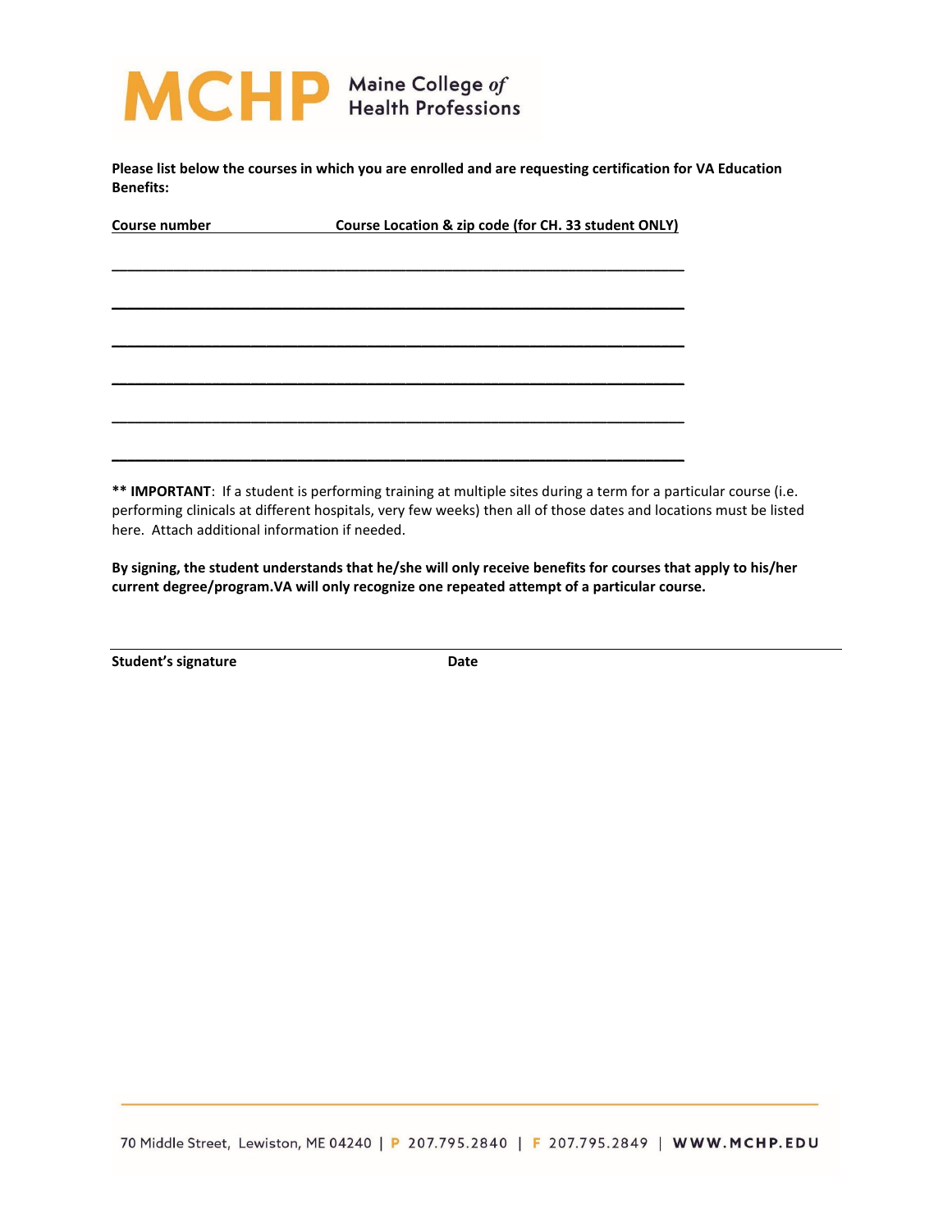MCHP Maine College of Health Professions

**Please list below the courses in which you are enrolled and are requesting certification for VA Education Benefits:**

**Course number** | **Course Location & zip code (for CH. 33 student ONLY)**

\_\_\_\_\_\_\_\_\_\_\_\_\_\_\_\_\_\_\_\_\_\_\_\_\_\_\_\_\_\_\_\_\_\_\_\_\_\_\_\_\_\_\_\_\_\_\_\_\_\_\_\_\_\_\_\_\_\_\_\_\_\_\_\_\_\_\_\_

\_\_\_\_\_\_\_\_\_\_\_\_\_\_\_\_\_\_\_\_\_\_\_\_\_\_\_\_\_\_\_\_\_\_\_\_\_\_\_\_\_\_\_\_\_\_\_\_\_\_\_\_\_\_\_\_\_\_\_\_\_\_\_\_\_\_\_\_

\_\_\_\_\_\_\_\_\_\_\_\_\_\_\_\_\_\_\_\_\_\_\_\_\_\_\_\_\_\_\_\_\_\_\_\_\_\_\_\_\_\_\_\_\_\_\_\_\_\_\_\_\_\_\_\_\_\_\_\_\_\_\_\_\_\_\_\_

\_\_\_\_\_\_\_\_\_\_\_\_\_\_\_\_\_\_\_\_\_\_\_\_\_\_\_\_\_\_\_\_\_\_\_\_\_\_\_\_\_\_\_\_\_\_\_\_\_\_\_\_\_\_\_\_\_\_\_\_\_\_\_\_\_\_\_\_

\_\_\_\_\_\_\_\_\_\_\_\_\_\_\_\_\_\_\_\_\_\_\_\_\_\_\_\_\_\_\_\_\_\_\_\_\_\_\_\_\_\_\_\_\_\_\_\_\_\_\_\_\_\_\_\_\_\_\_\_\_\_\_\_\_\_\_\_

\_\_\_\_\_\_\_\_\_\_\_\_\_\_\_\_\_\_\_\_\_\_\_\_\_\_\_\_\_\_\_\_\_\_\_\_\_\_\_\_\_\_\_\_\_\_\_\_\_\_\_\_\_\_\_\_\_\_\_\_\_\_\_\_\_\_\_\_

**\*\* IMPORTANT**: If a student is performing training at multiple sites during a term for a particular course (i.e. performing clinicals at different hospitals, very few weeks) then all of those dates and locations must be listed here. Attach additional information if needed.

**By signing, the student understands that he/she will only receive benefits for courses that apply to his/her current degree/program.VA will only recognize one repeated attempt of a particular course.**

\_\_\_\_\_\_\_\_\_\_\_\_\_\_\_\_\_\_\_\_\_\_\_\_\_\_\_\_\_\_\_\_\_\_\_\_\_\_\_\_\_\_\_\_\_\_\_\_\_\_\_\_\_\_\_\_\_\_\_\_\_\_\_\_\_\_\_\_

**Student's signature** | **Date**

70 Middle Street, Lewiston, ME 04240 | P 207.795.2840 | F 207.795.2849 | WWW.MCHP.EDU